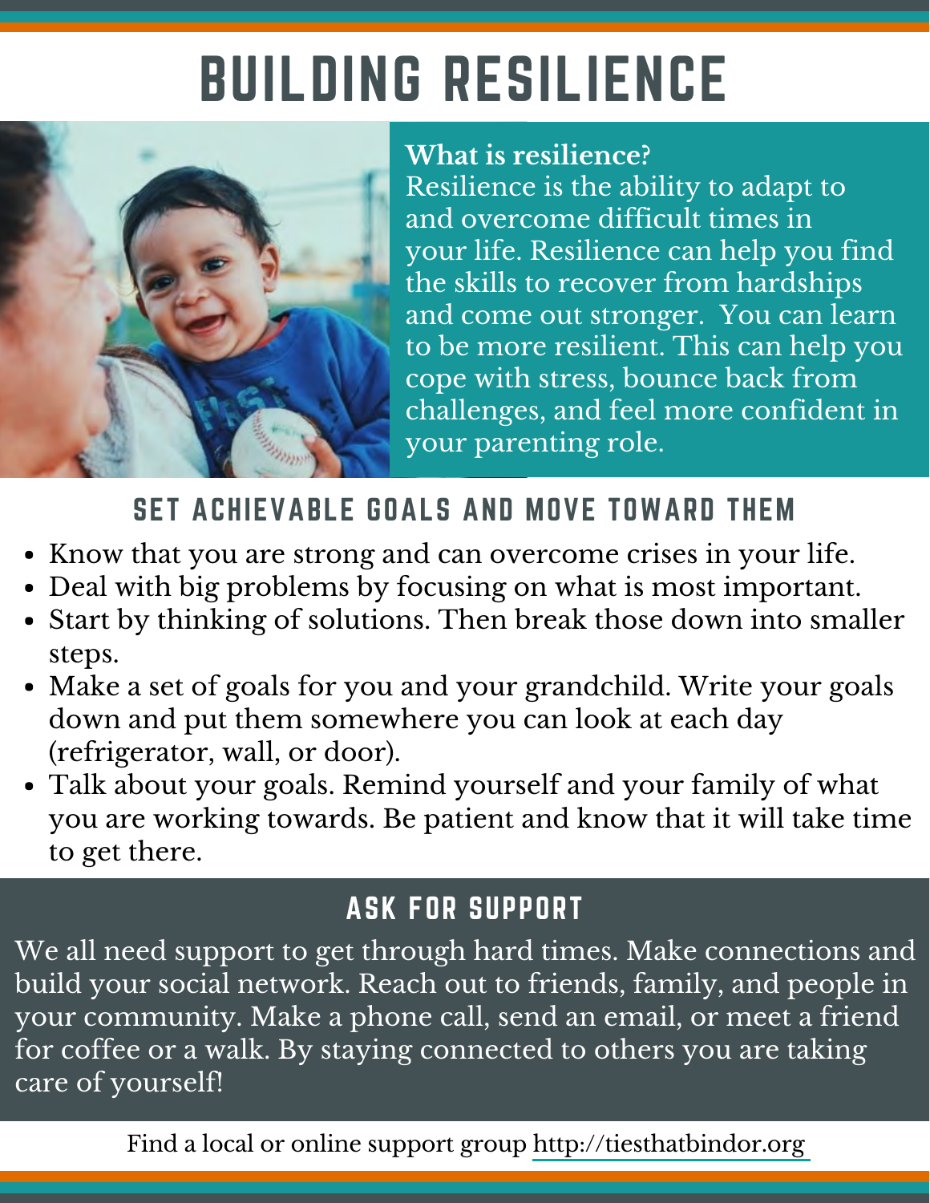# BUILDING RESILIENCE

**What is resilience?**
Resilience is the ability to adapt to and overcome difficult times in your life. Resilience can help you find the skills to recover from hardships and come out stronger. You can learn to be more resilient. This can help you cope with stress, bounce back from challenges, and feel more confident in your parenting role.

## SET ACHIEVABLE GOALS AND MOVE TOWARD THEM

- Know that you are strong and can overcome crises in your life.
- Deal with big problems by focusing on what is most important.
- Start by thinking of solutions. Then break those down into smaller steps.
- Make a set of goals for you and your grandchild. Write your goals down and put them somewhere you can look at each day (refrigerator, wall, or door).
- Talk about your goals. Remind yourself and your family of what you are working towards. Be patient and know that it will take time to get there.

## ASK FOR SUPPORT

We all need support to get through hard times. Make connections and build your social network. Reach out to friends, family, and people in your community. Make a phone call, send an email, or meet a friend for coffee or a walk. By staying connected to others you are taking care of yourself!

Find a local or online support group http://tiesthatbindor.org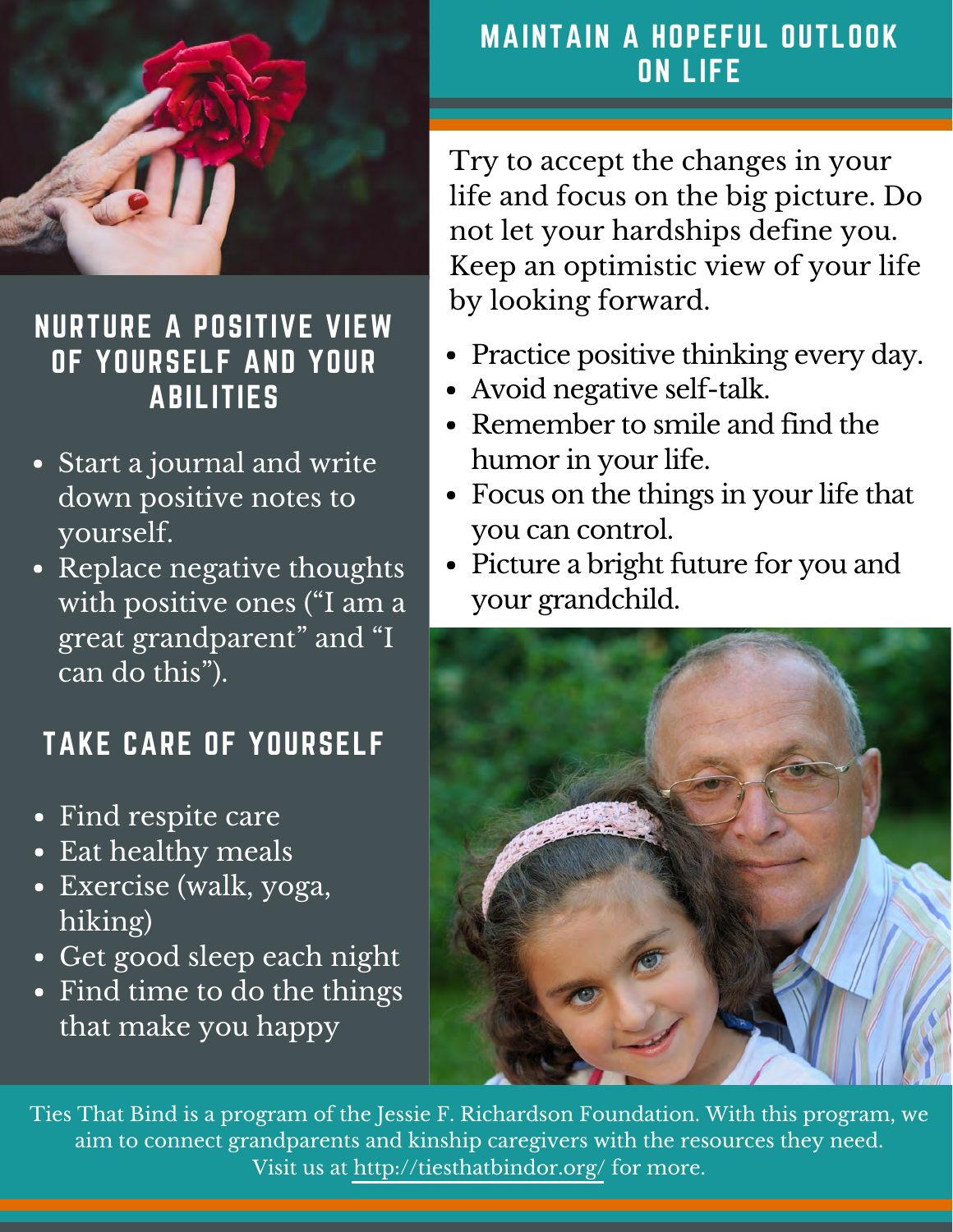## NURTURE A POSITIVE VIEW OF YOURSELF AND YOUR ABILITIES

- Start a journal and write down positive notes to yourself.
- Replace negative thoughts with positive ones ("I am a great grandparent" and "I can do this").

## TAKE CARE OF YOURSELF

- Find respite care
- Eat healthy meals
- Exercise (walk, yoga, hiking)
- Get good sleep each night
- Find time to do the things that make you happy

## MAINTAIN A HOPEFUL OUTLOOK ON LIFE

Try to accept the changes in your life and focus on the big picture. Do not let your hardships define you. Keep an optimistic view of your life by looking forward.

- Practice positive thinking every day.
- Avoid negative self-talk.
- Remember to smile and find the humor in your life.
- Focus on the things in your life that you can control.
- Picture a bright future for you and your grandchild.

Ties That Bind is a program of the Jessie F. Richardson Foundation. With this program, we aim to connect grandparents and kinship caregivers with the resources they need. Visit us at http://tiesthatbindor.org/ for more.